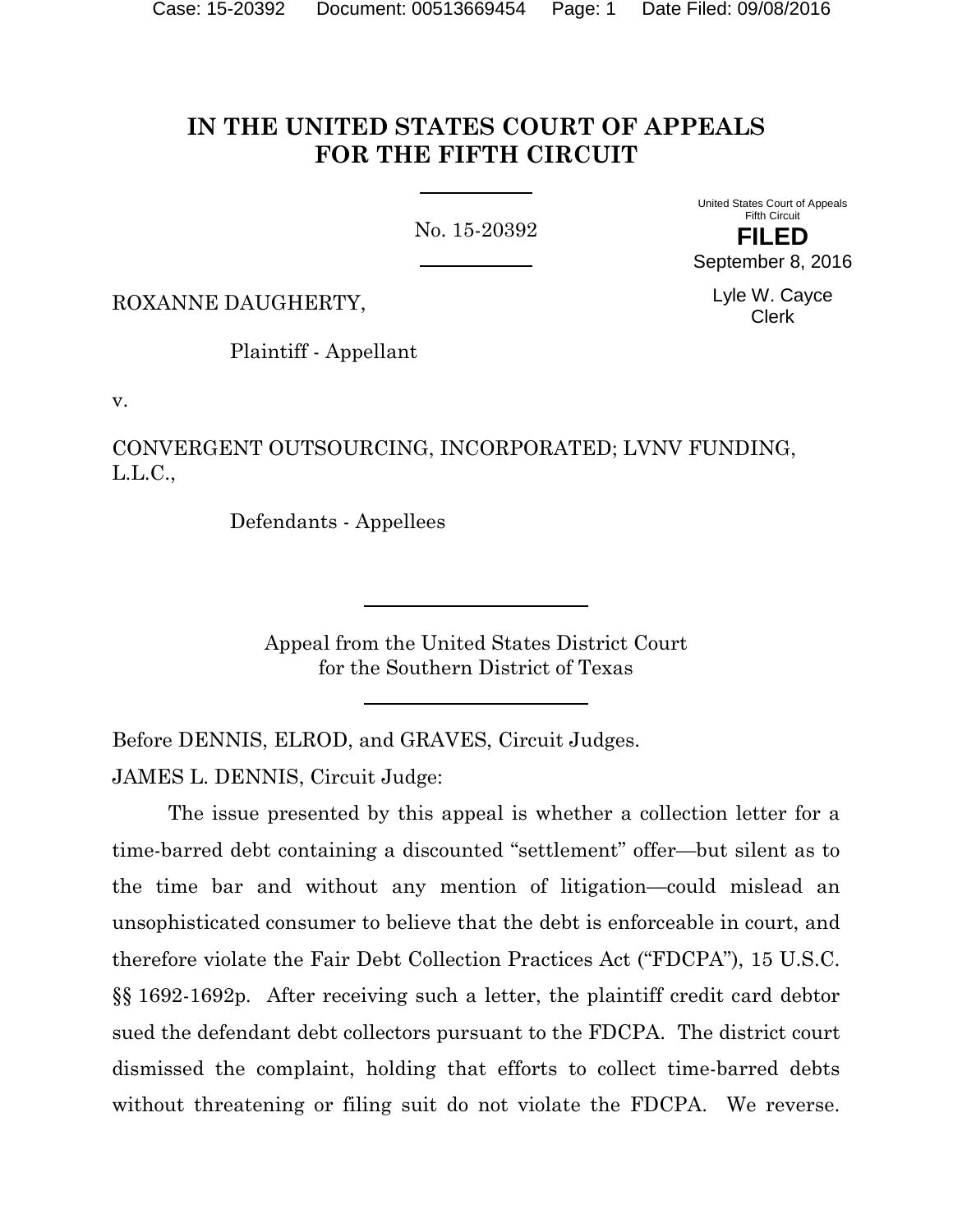# IN THE UNITED STATES COURT OF APPEALS FOR THE FIFTH CIRCUIT

No. 15-20392

United States Court of Appeals
Fifth Circuit

**FILED**

September 8, 2016

Lyle W. Cayce
Clerk

ROXANNE DAUGHERTY,

Plaintiff - Appellant

v.

CONVERGENT OUTSOURCING, INCORPORATED; LVNV FUNDING, L.L.C.,

Defendants - Appellees

Appeal from the United States District Court
for the Southern District of Texas

Before DENNIS, ELROD, and GRAVES, Circuit Judges.

JAMES L. DENNIS, Circuit Judge:

The issue presented by this appeal is whether a collection letter for a time-barred debt containing a discounted "settlement" offer—but silent as to the time bar and without any mention of litigation—could mislead an unsophisticated consumer to believe that the debt is enforceable in court, and therefore violate the Fair Debt Collection Practices Act ("FDCPA"), 15 U.S.C. §§ 1692-1692p. After receiving such a letter, the plaintiff credit card debtor sued the defendant debt collectors pursuant to the FDCPA. The district court dismissed the complaint, holding that efforts to collect time-barred debts without threatening or filing suit do not violate the FDCPA. We reverse.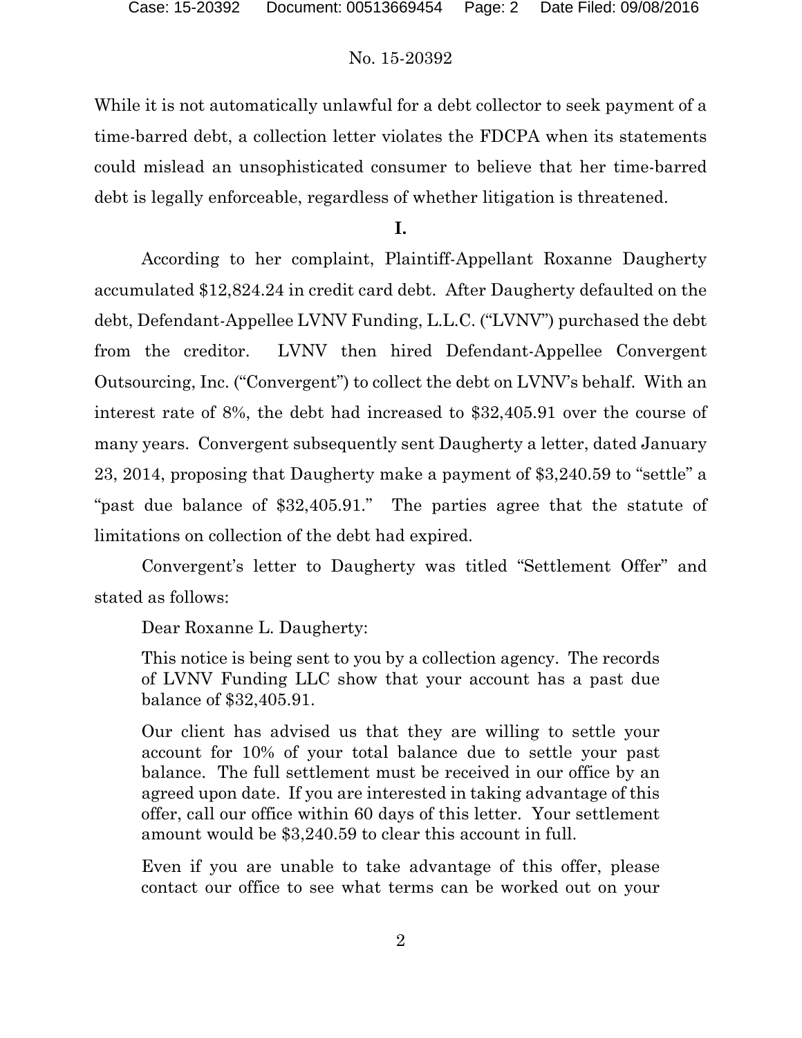While it is not automatically unlawful for a debt collector to seek payment of a time-barred debt, a collection letter violates the FDCPA when its statements could mislead an unsophisticated consumer to believe that her time-barred debt is legally enforceable, regardless of whether litigation is threatened.

**I.**

According to her complaint, Plaintiff-Appellant Roxanne Daugherty accumulated $12,824.24 in credit card debt. After Daugherty defaulted on the debt, Defendant-Appellee LVNV Funding, L.L.C. ("LVNV") purchased the debt from the creditor. LVNV then hired Defendant-Appellee Convergent Outsourcing, Inc. ("Convergent") to collect the debt on LVNV's behalf. With an interest rate of 8%, the debt had increased to $32,405.91 over the course of many years. Convergent subsequently sent Daugherty a letter, dated January 23, 2014, proposing that Daugherty make a payment of $3,240.59 to "settle" a "past due balance of $32,405.91." The parties agree that the statute of limitations on collection of the debt had expired.

Convergent's letter to Daugherty was titled "Settlement Offer" and stated as follows:

> Dear Roxanne L. Daugherty:
>
> This notice is being sent to you by a collection agency. The records of LVNV Funding LLC show that your account has a past due balance of $32,405.91.
>
> Our client has advised us that they are willing to settle your account for 10% of your total balance due to settle your past balance. The full settlement must be received in our office by an agreed upon date. If you are interested in taking advantage of this offer, call our office within 60 days of this letter. Your settlement amount would be $3,240.59 to clear this account in full.
>
> Even if you are unable to take advantage of this offer, please contact our office to see what terms can be worked out on your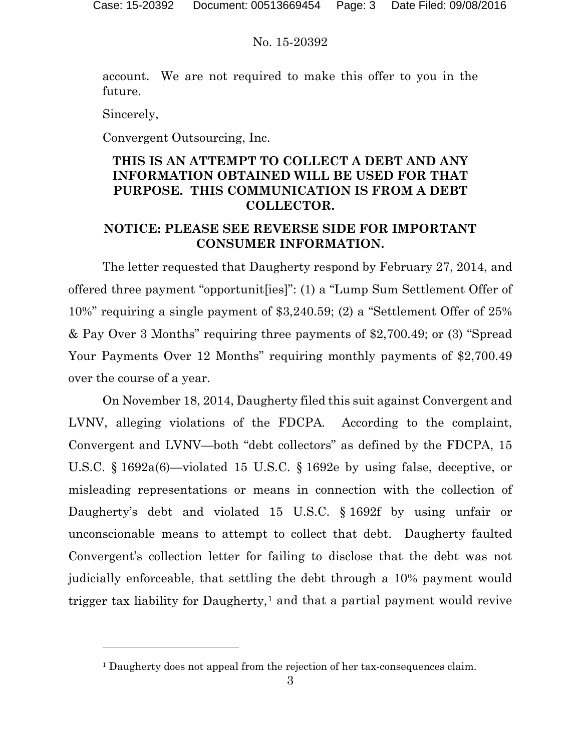account. We are not required to make this offer to you in the future.

Sincerely,

Convergent Outsourcing, Inc.

**THIS IS AN ATTEMPT TO COLLECT A DEBT AND ANY INFORMATION OBTAINED WILL BE USED FOR THAT PURPOSE. THIS COMMUNICATION IS FROM A DEBT COLLECTOR.**

**NOTICE: PLEASE SEE REVERSE SIDE FOR IMPORTANT CONSUMER INFORMATION.**

The letter requested that Daugherty respond by February 27, 2014, and offered three payment "opportunit[ies]": (1) a "Lump Sum Settlement Offer of 10%" requiring a single payment of $3,240.59; (2) a "Settlement Offer of 25% & Pay Over 3 Months" requiring three payments of $2,700.49; or (3) "Spread Your Payments Over 12 Months" requiring monthly payments of $2,700.49 over the course of a year.

On November 18, 2014, Daugherty filed this suit against Convergent and LVNV, alleging violations of the FDCPA. According to the complaint, Convergent and LVNV—both "debt collectors" as defined by the FDCPA, 15 U.S.C. § 1692a(6)—violated 15 U.S.C. § 1692e by using false, deceptive, or misleading representations or means in connection with the collection of Daugherty's debt and violated 15 U.S.C. § 1692f by using unfair or unconscionable means to attempt to collect that debt. Daugherty faulted Convergent's collection letter for failing to disclose that the debt was not judicially enforceable, that settling the debt through a 10% payment would trigger tax liability for Daugherty,[1] and that a partial payment would revive

[1] Daugherty does not appeal from the rejection of her tax-consequences claim.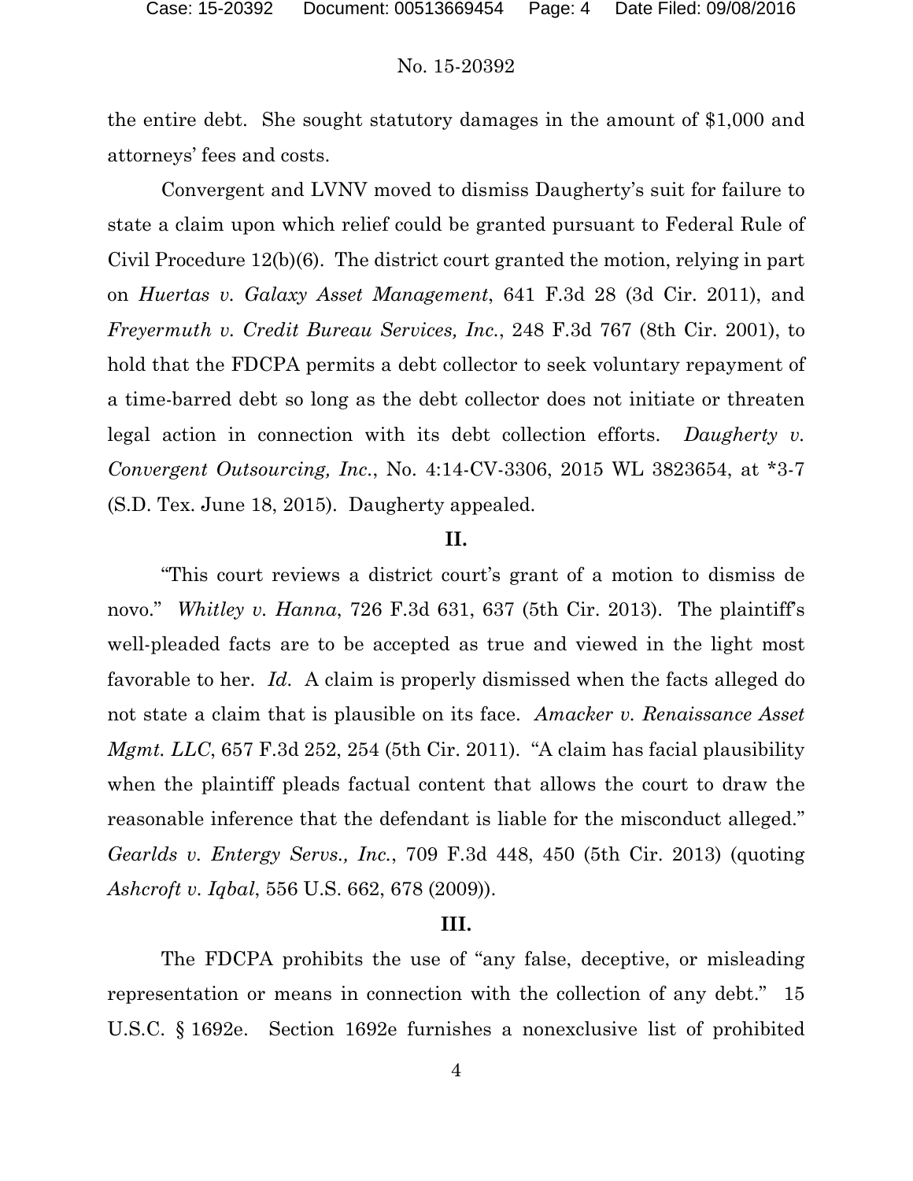the entire debt. She sought statutory damages in the amount of $1,000 and attorneys' fees and costs.

Convergent and LVNV moved to dismiss Daugherty's suit for failure to state a claim upon which relief could be granted pursuant to Federal Rule of Civil Procedure 12(b)(6). The district court granted the motion, relying in part on *Huertas v. Galaxy Asset Management*, 641 F.3d 28 (3d Cir. 2011), and *Freyermuth v. Credit Bureau Services, Inc.*, 248 F.3d 767 (8th Cir. 2001), to hold that the FDCPA permits a debt collector to seek voluntary repayment of a time-barred debt so long as the debt collector does not initiate or threaten legal action in connection with its debt collection efforts. *Daugherty v. Convergent Outsourcing, Inc.*, No. 4:14-CV-3306, 2015 WL 3823654, at *3-7 (S.D. Tex. June 18, 2015). Daugherty appealed.

## II.

"This court reviews a district court's grant of a motion to dismiss de novo." *Whitley v. Hanna*, 726 F.3d 631, 637 (5th Cir. 2013). The plaintiff's well-pleaded facts are to be accepted as true and viewed in the light most favorable to her. *Id.* A claim is properly dismissed when the facts alleged do not state a claim that is plausible on its face. *Amacker v. Renaissance Asset Mgmt. LLC*, 657 F.3d 252, 254 (5th Cir. 2011). "A claim has facial plausibility when the plaintiff pleads factual content that allows the court to draw the reasonable inference that the defendant is liable for the misconduct alleged." *Gearlds v. Entergy Servs., Inc.*, 709 F.3d 448, 450 (5th Cir. 2013) (quoting *Ashcroft v. Iqbal*, 556 U.S. 662, 678 (2009)).

## III.

The FDCPA prohibits the use of "any false, deceptive, or misleading representation or means in connection with the collection of any debt." 15 U.S.C. § 1692e. Section 1692e furnishes a nonexclusive list of prohibited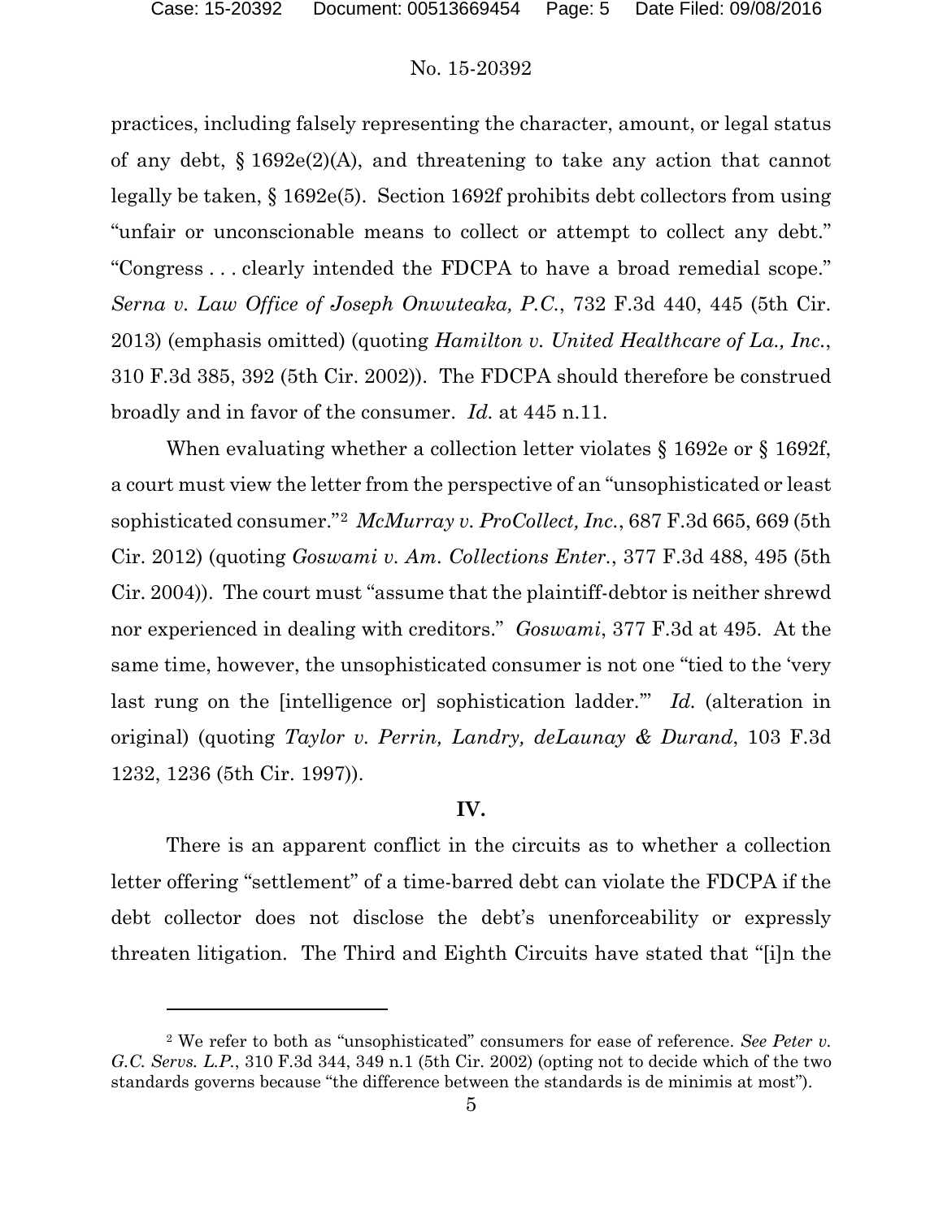practices, including falsely representing the character, amount, or legal status of any debt, § 1692e(2)(A), and threatening to take any action that cannot legally be taken, § 1692e(5). Section 1692f prohibits debt collectors from using "unfair or unconscionable means to collect or attempt to collect any debt." "Congress . . . clearly intended the FDCPA to have a broad remedial scope." *Serna v. Law Office of Joseph Onwuteaka, P.C.*, 732 F.3d 440, 445 (5th Cir. 2013) (emphasis omitted) (quoting *Hamilton v. United Healthcare of La., Inc.*, 310 F.3d 385, 392 (5th Cir. 2002)). The FDCPA should therefore be construed broadly and in favor of the consumer. *Id.* at 445 n.11.

When evaluating whether a collection letter violates § 1692e or § 1692f, a court must view the letter from the perspective of an "unsophisticated or least sophisticated consumer."[2] *McMurray v. ProCollect, Inc.*, 687 F.3d 665, 669 (5th Cir. 2012) (quoting *Goswami v. Am. Collections Enter.*, 377 F.3d 488, 495 (5th Cir. 2004)). The court must "assume that the plaintiff-debtor is neither shrewd nor experienced in dealing with creditors." *Goswami*, 377 F.3d at 495. At the same time, however, the unsophisticated consumer is not one "tied to the 'very last rung on the [intelligence or] sophistication ladder.'" *Id.* (alteration in original) (quoting *Taylor v. Perrin, Landry, deLaunay & Durand*, 103 F.3d 1232, 1236 (5th Cir. 1997)).

## IV.

There is an apparent conflict in the circuits as to whether a collection letter offering "settlement" of a time-barred debt can violate the FDCPA if the debt collector does not disclose the debt's unenforceability or expressly threaten litigation. The Third and Eighth Circuits have stated that "[i]n the

---

[2] We refer to both as "unsophisticated" consumers for ease of reference. *See Peter v. G.C. Servs. L.P.*, 310 F.3d 344, 349 n.1 (5th Cir. 2002) (opting not to decide which of the two standards governs because "the difference between the standards is de minimis at most").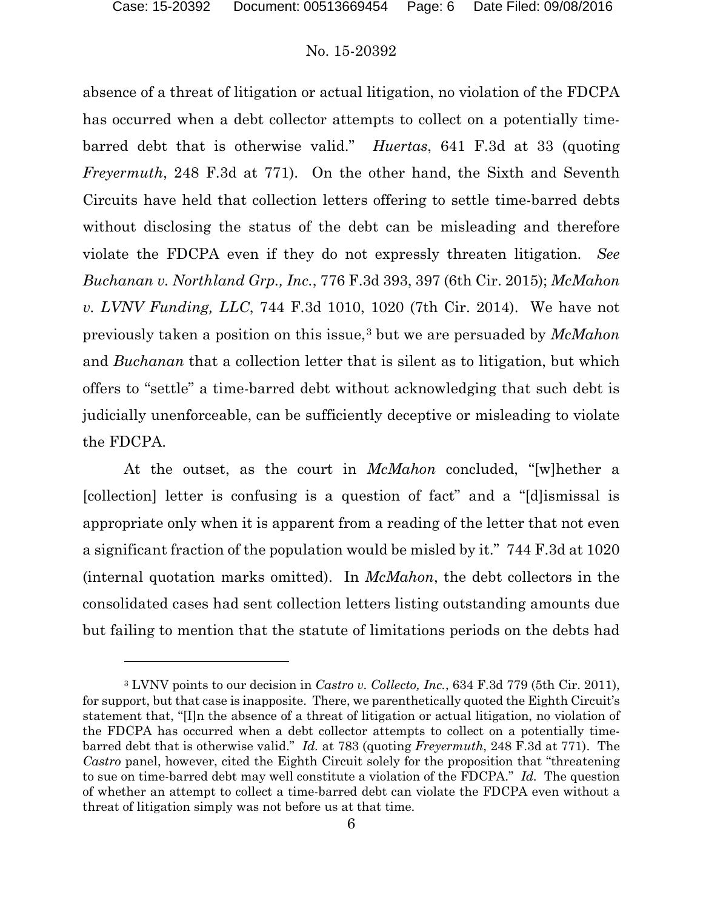absence of a threat of litigation or actual litigation, no violation of the FDCPA has occurred when a debt collector attempts to collect on a potentially time-barred debt that is otherwise valid." *Huertas*, 641 F.3d at 33 (quoting *Freyermuth*, 248 F.3d at 771). On the other hand, the Sixth and Seventh Circuits have held that collection letters offering to settle time-barred debts without disclosing the status of the debt can be misleading and therefore violate the FDCPA even if they do not expressly threaten litigation. *See Buchanan v. Northland Grp., Inc.*, 776 F.3d 393, 397 (6th Cir. 2015); *McMahon v. LVNV Funding, LLC*, 744 F.3d 1010, 1020 (7th Cir. 2014). We have not previously taken a position on this issue,[3] but we are persuaded by *McMahon* and *Buchanan* that a collection letter that is silent as to litigation, but which offers to "settle" a time-barred debt without acknowledging that such debt is judicially unenforceable, can be sufficiently deceptive or misleading to violate the FDCPA.

At the outset, as the court in *McMahon* concluded, "[w]hether a [collection] letter is confusing is a question of fact" and a "[d]ismissal is appropriate only when it is apparent from a reading of the letter that not even a significant fraction of the population would be misled by it." 744 F.3d at 1020 (internal quotation marks omitted). In *McMahon*, the debt collectors in the consolidated cases had sent collection letters listing outstanding amounts due but failing to mention that the statute of limitations periods on the debts had

---

[3] LVNV points to our decision in *Castro v. Collecto, Inc.*, 634 F.3d 779 (5th Cir. 2011), for support, but that case is inapposite. There, we parenthetically quoted the Eighth Circuit's statement that, "[I]n the absence of a threat of litigation or actual litigation, no violation of the FDCPA has occurred when a debt collector attempts to collect on a potentially time-barred debt that is otherwise valid." *Id.* at 783 (quoting *Freyermuth*, 248 F.3d at 771). The *Castro* panel, however, cited the Eighth Circuit solely for the proposition that "threatening to sue on time-barred debt may well constitute a violation of the FDCPA." *Id.* The question of whether an attempt to collect a time-barred debt can violate the FDCPA even without a threat of litigation simply was not before us at that time.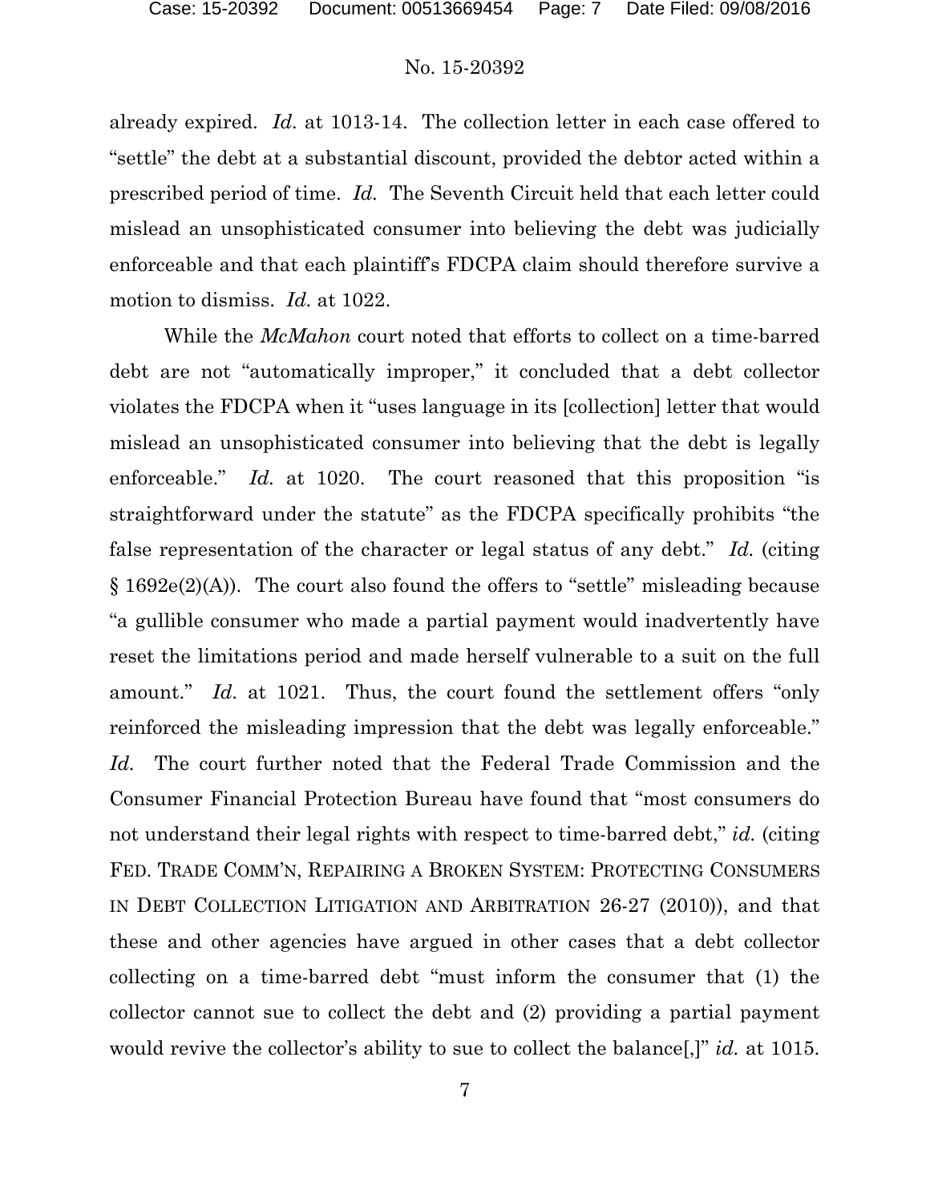already expired. *Id.* at 1013-14. The collection letter in each case offered to "settle" the debt at a substantial discount, provided the debtor acted within a prescribed period of time. *Id.* The Seventh Circuit held that each letter could mislead an unsophisticated consumer into believing the debt was judicially enforceable and that each plaintiff's FDCPA claim should therefore survive a motion to dismiss. *Id.* at 1022.

While the *McMahon* court noted that efforts to collect on a time-barred debt are not "automatically improper," it concluded that a debt collector violates the FDCPA when it "uses language in its [collection] letter that would mislead an unsophisticated consumer into believing that the debt is legally enforceable." *Id.* at 1020. The court reasoned that this proposition "is straightforward under the statute" as the FDCPA specifically prohibits "the false representation of the character or legal status of any debt." *Id.* (citing § 1692e(2)(A)). The court also found the offers to "settle" misleading because "a gullible consumer who made a partial payment would inadvertently have reset the limitations period and made herself vulnerable to a suit on the full amount." *Id.* at 1021. Thus, the court found the settlement offers "only reinforced the misleading impression that the debt was legally enforceable." *Id.* The court further noted that the Federal Trade Commission and the Consumer Financial Protection Bureau have found that "most consumers do not understand their legal rights with respect to time-barred debt," *id.* (citing FED. TRADE COMM'N, REPAIRING A BROKEN SYSTEM: PROTECTING CONSUMERS IN DEBT COLLECTION LITIGATION AND ARBITRATION 26-27 (2010)), and that these and other agencies have argued in other cases that a debt collector collecting on a time-barred debt "must inform the consumer that (1) the collector cannot sue to collect the debt and (2) providing a partial payment would revive the collector's ability to sue to collect the balance[,]" *id.* at 1015.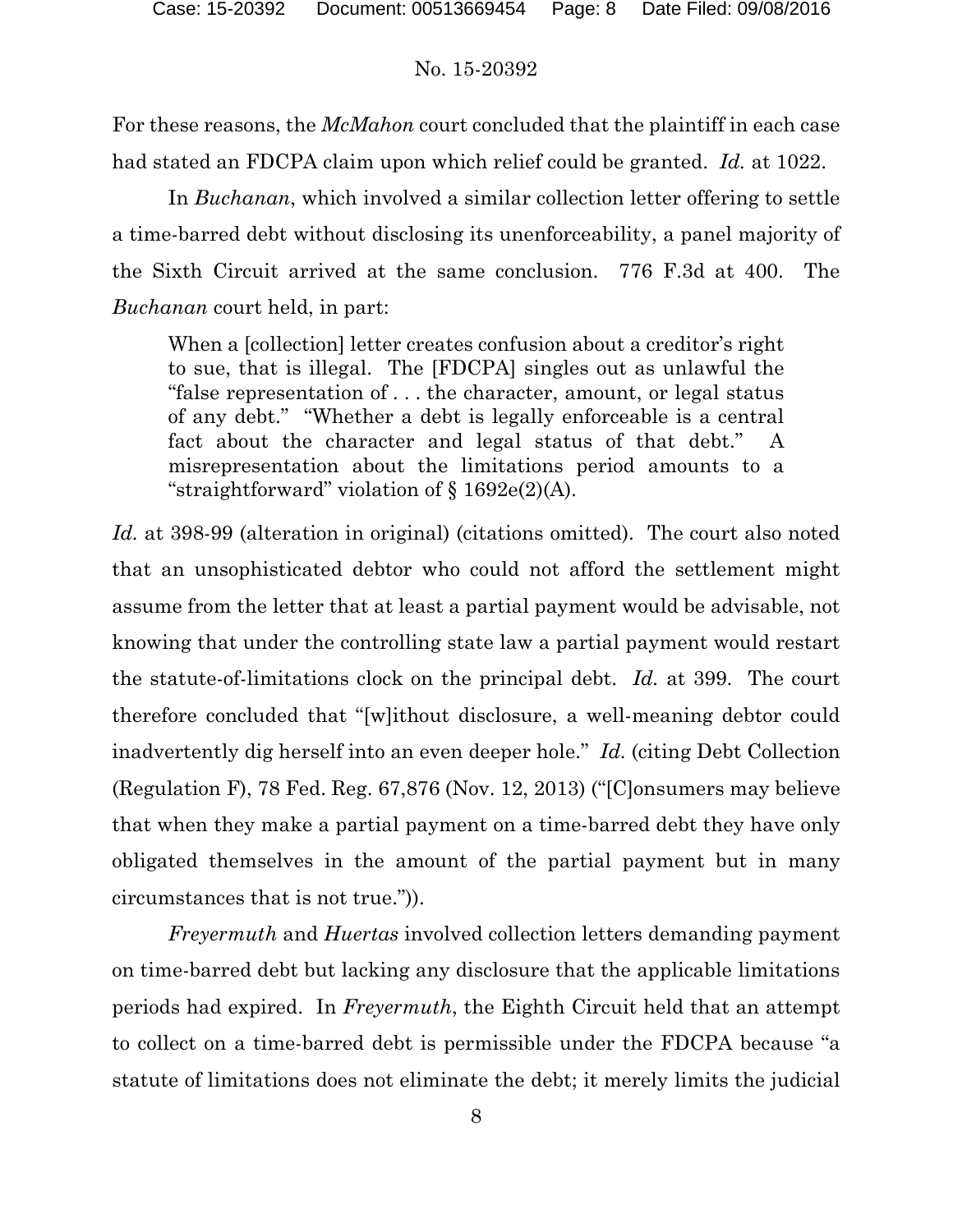For these reasons, the *McMahon* court concluded that the plaintiff in each case had stated an FDCPA claim upon which relief could be granted. *Id.* at 1022.

In *Buchanan*, which involved a similar collection letter offering to settle a time-barred debt without disclosing its unenforceability, a panel majority of the Sixth Circuit arrived at the same conclusion. 776 F.3d at 400. The *Buchanan* court held, in part:

> When a [collection] letter creates confusion about a creditor's right to sue, that is illegal. The [FDCPA] singles out as unlawful the "false representation of . . . the character, amount, or legal status of any debt." "Whether a debt is legally enforceable is a central fact about the character and legal status of that debt." A misrepresentation about the limitations period amounts to a "straightforward" violation of § 1692e(2)(A).

*Id.* at 398-99 (alteration in original) (citations omitted). The court also noted that an unsophisticated debtor who could not afford the settlement might assume from the letter that at least a partial payment would be advisable, not knowing that under the controlling state law a partial payment would restart the statute-of-limitations clock on the principal debt. *Id.* at 399. The court therefore concluded that "[w]ithout disclosure, a well-meaning debtor could inadvertently dig herself into an even deeper hole." *Id.* (citing Debt Collection (Regulation F), 78 Fed. Reg. 67,876 (Nov. 12, 2013) ("[C]onsumers may believe that when they make a partial payment on a time-barred debt they have only obligated themselves in the amount of the partial payment but in many circumstances that is not true.")).

*Freyermuth* and *Huertas* involved collection letters demanding payment on time-barred debt but lacking any disclosure that the applicable limitations periods had expired. In *Freyermuth*, the Eighth Circuit held that an attempt to collect on a time-barred debt is permissible under the FDCPA because "a statute of limitations does not eliminate the debt; it merely limits the judicial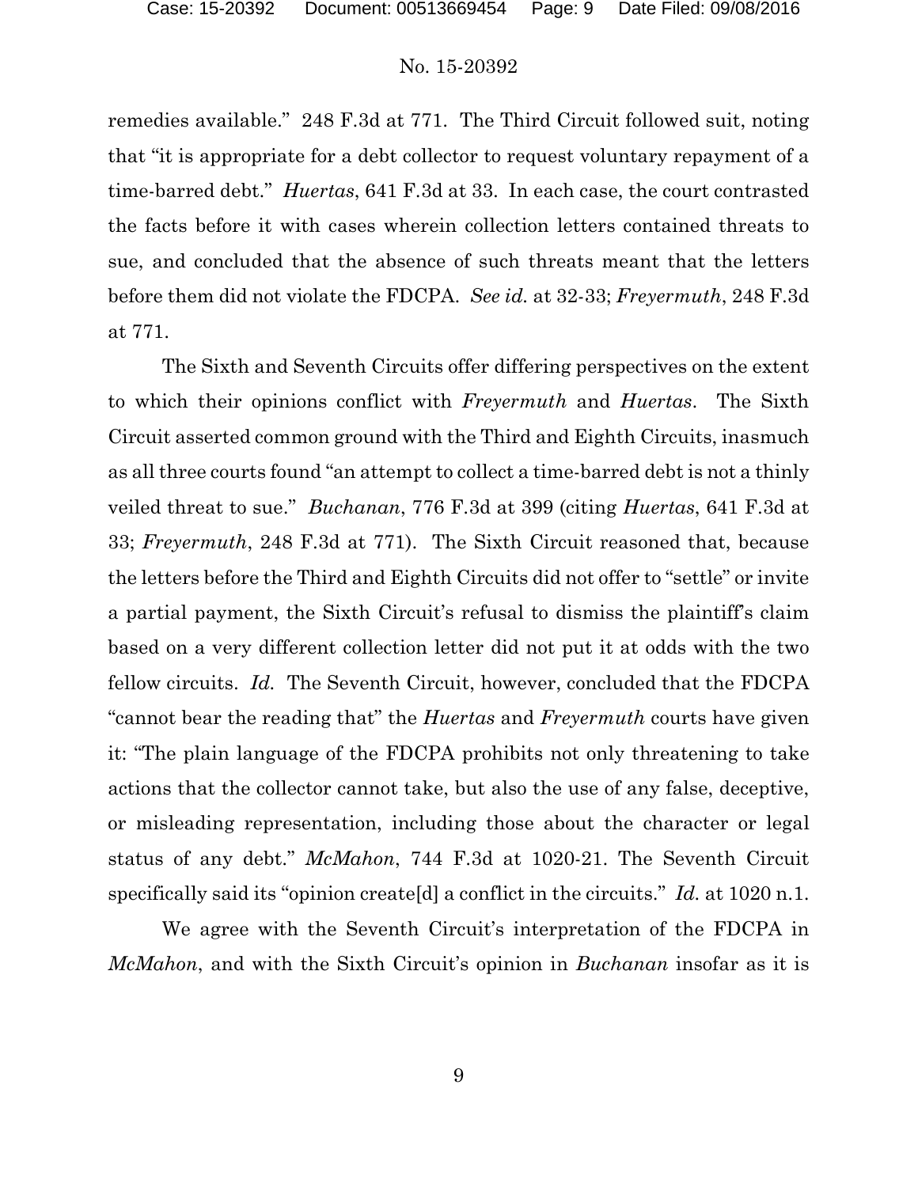remedies available." 248 F.3d at 771. The Third Circuit followed suit, noting that "it is appropriate for a debt collector to request voluntary repayment of a time-barred debt." *Huertas*, 641 F.3d at 33. In each case, the court contrasted the facts before it with cases wherein collection letters contained threats to sue, and concluded that the absence of such threats meant that the letters before them did not violate the FDCPA. *See id.* at 32-33; *Freyermuth*, 248 F.3d at 771.

The Sixth and Seventh Circuits offer differing perspectives on the extent to which their opinions conflict with *Freyermuth* and *Huertas*. The Sixth Circuit asserted common ground with the Third and Eighth Circuits, inasmuch as all three courts found "an attempt to collect a time-barred debt is not a thinly veiled threat to sue." *Buchanan*, 776 F.3d at 399 (citing *Huertas*, 641 F.3d at 33; *Freyermuth*, 248 F.3d at 771). The Sixth Circuit reasoned that, because the letters before the Third and Eighth Circuits did not offer to "settle" or invite a partial payment, the Sixth Circuit's refusal to dismiss the plaintiff's claim based on a very different collection letter did not put it at odds with the two fellow circuits. *Id.* The Seventh Circuit, however, concluded that the FDCPA "cannot bear the reading that" the *Huertas* and *Freyermuth* courts have given it: "The plain language of the FDCPA prohibits not only threatening to take actions that the collector cannot take, but also the use of any false, deceptive, or misleading representation, including those about the character or legal status of any debt." *McMahon*, 744 F.3d at 1020-21. The Seventh Circuit specifically said its "opinion create[d] a conflict in the circuits." *Id.* at 1020 n.1.

We agree with the Seventh Circuit's interpretation of the FDCPA in *McMahon*, and with the Sixth Circuit's opinion in *Buchanan* insofar as it is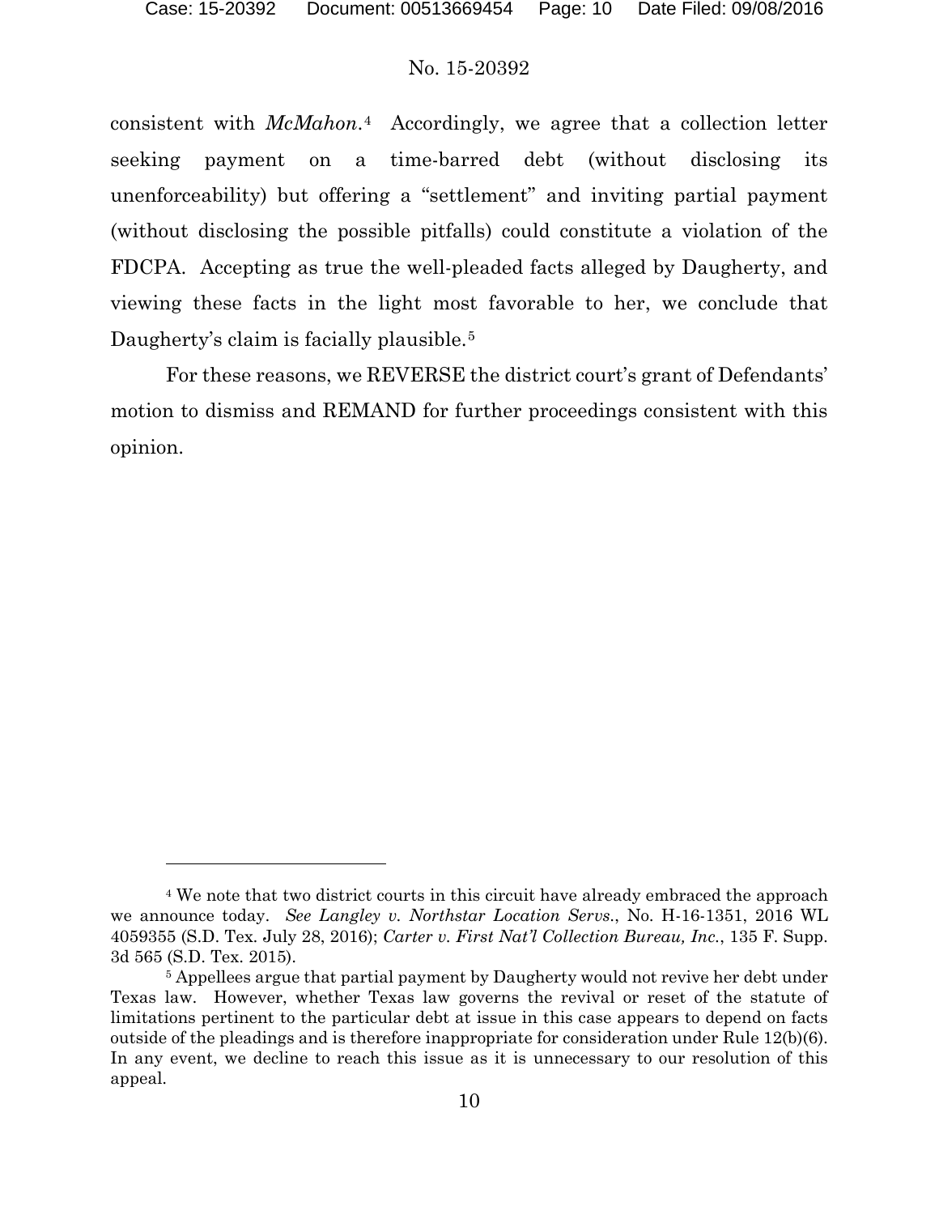consistent with *McMahon*.[4] Accordingly, we agree that a collection letter seeking payment on a time-barred debt (without disclosing its unenforceability) but offering a "settlement" and inviting partial payment (without disclosing the possible pitfalls) could constitute a violation of the FDCPA. Accepting as true the well-pleaded facts alleged by Daugherty, and viewing these facts in the light most favorable to her, we conclude that Daugherty's claim is facially plausible.[5]

For these reasons, we REVERSE the district court's grant of Defendants' motion to dismiss and REMAND for further proceedings consistent with this opinion.

---

[4] We note that two district courts in this circuit have already embraced the approach we announce today. *See Langley v. Northstar Location Servs.*, No. H-16-1351, 2016 WL 4059355 (S.D. Tex. July 28, 2016); *Carter v. First Nat'l Collection Bureau, Inc.*, 135 F. Supp. 3d 565 (S.D. Tex. 2015).

[5] Appellees argue that partial payment by Daugherty would not revive her debt under Texas law. However, whether Texas law governs the revival or reset of the statute of limitations pertinent to the particular debt at issue in this case appears to depend on facts outside of the pleadings and is therefore inappropriate for consideration under Rule 12(b)(6). In any event, we decline to reach this issue as it is unnecessary to our resolution of this appeal.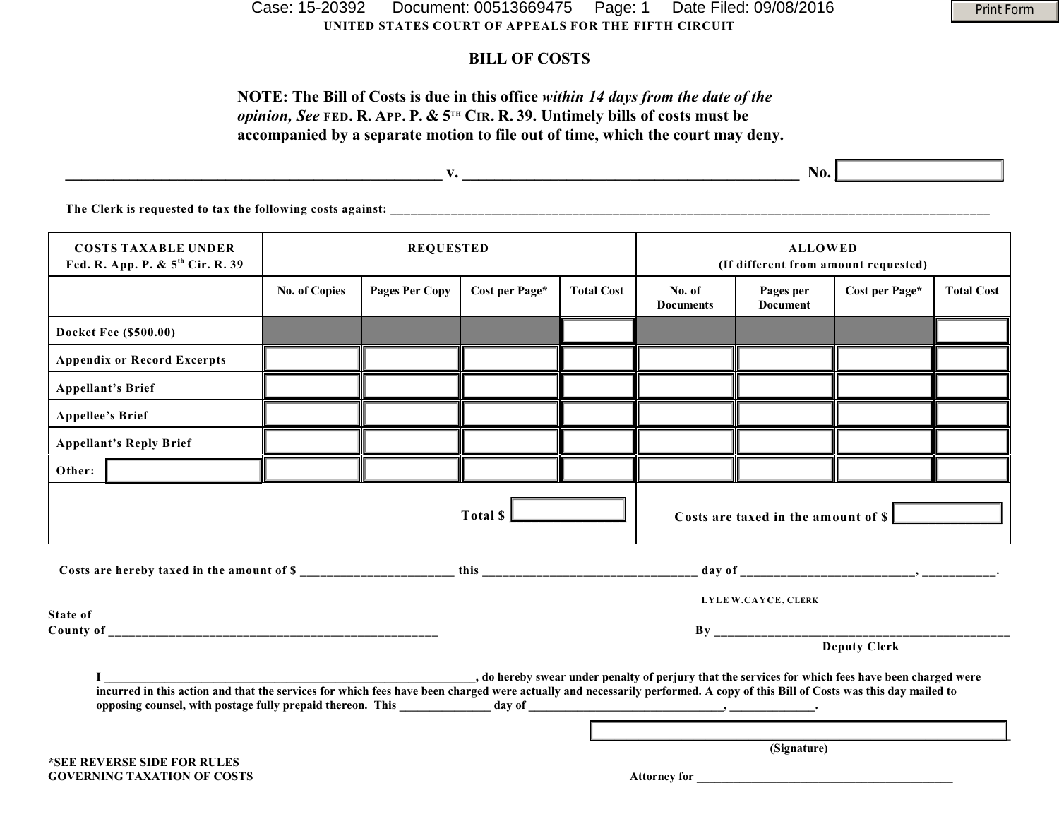UNITED STATES COURT OF APPEALS FOR THE FIFTH CIRCUIT

# BILL OF COSTS

**NOTE: The Bill of Costs is due in this office *within 14 days from the date of the opinion, See* FED. R. APP. P. & 5TH CIR. R. 39. Untimely bills of costs must be accompanied by a separate motion to file out of time, which the court may deny.**

_______________________________________________ v. __________________________________________ No. ____________

The Clerk is requested to tax the following costs against: ____________________________________________________________________________________

| COSTS TAXABLE UNDER Fed. R. App. P. & 5th Cir. R. 39 | REQUESTED | | | | ALLOWED (If different from amount requested) | | | |
|---|---|---|---|---|---|---|---|---|
| | No. of Copies | Pages Per Copy | Cost per Page* | Total Cost | No. of Documents | Pages per Document | Cost per Page* | Total Cost |
| Docket Fee ($500.00) | | | | | | | | |
| Appendix or Record Excerpts | | | | | | | | |
| Appellant's Brief | | | | | | | | |
| Appellee's Brief | | | | | | | | |
| Appellant's Reply Brief | | | | | | | | |
| Other: | | | | | | | | |
| | | | | Total $ ________________ | Costs are taxed in the amount of $ | | | |

Costs are hereby taxed in the amount of $ ________________________ this ________________________________ day of ___________________________, ___________.

LYLE W. CAYCE, CLERK

State of

County of ___________________________________________________

By ________________________________________________

Deputy Clerk

I _______________________________________________________________, do hereby swear under penalty of perjury that the services for which fees have been charged were incurred in this action and that the services for which fees have been charged were actually and necessarily performed. A copy of this Bill of Costs was this day mailed to opposing counsel, with postage fully prepaid thereon. This _______________ day of _________________________________, ______________.

______________________________________________

(Signature)

*SEE REVERSE SIDE FOR RULES GOVERNING TAXATION OF COSTS

Attorney for ____________________________________________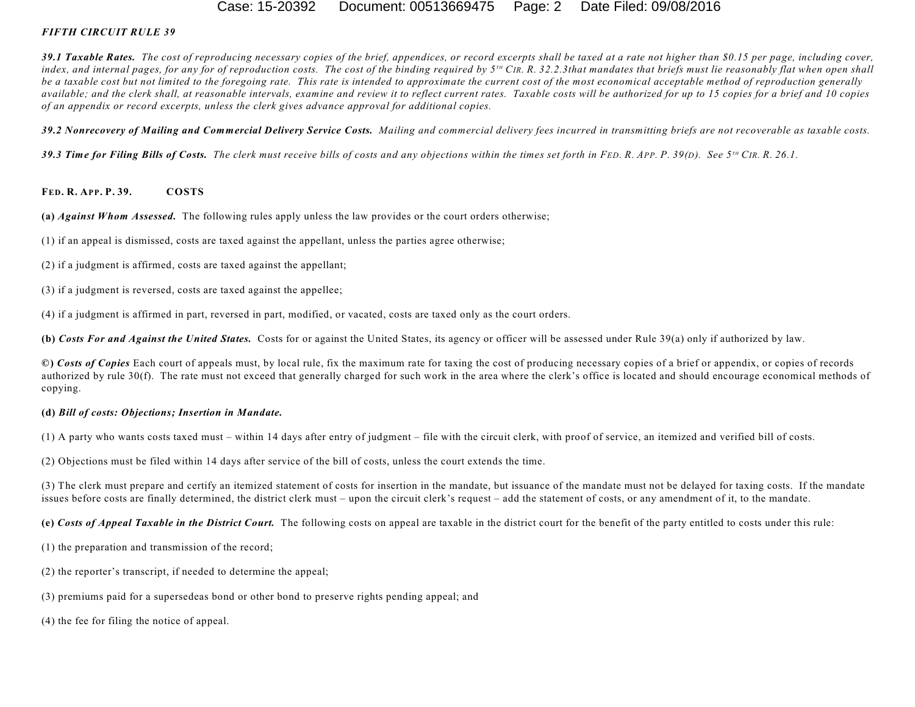***FIFTH CIRCUIT RULE 39***

***39.1 Taxable Rates.*** *The cost of reproducing necessary copies of the brief, appendices, or record excerpts shall be taxed at a rate not higher than $0.15 per page, including cover, index, and internal pages, for any for of reproduction costs. The cost of the binding required by 5TH CIR. R. 32.2.3that mandates that briefs must lie reasonably flat when open shall be a taxable cost but not limited to the foregoing rate. This rate is intended to approximate the current cost of the most economical acceptable method of reproduction generally available; and the clerk shall, at reasonable intervals, examine and review it to reflect current rates. Taxable costs will be authorized for up to 15 copies for a brief and 10 copies of an appendix or record excerpts, unless the clerk gives advance approval for additional copies.*

***39.2 Nonrecovery of Mailing and Commercial Delivery Service Costs.*** *Mailing and commercial delivery fees incurred in transmitting briefs are not recoverable as taxable costs.*

***39.3 Time for Filing Bills of Costs.*** *The clerk must receive bills of costs and any objections within the times set forth in FED. R. APP. P. 39(D). See 5TH CIR. R. 26.1.*

**FED. R. APP. P. 39. COSTS**

**(a)** ***Against Whom Assessed.*** The following rules apply unless the law provides or the court orders otherwise;

(1) if an appeal is dismissed, costs are taxed against the appellant, unless the parties agree otherwise;

(2) if a judgment is affirmed, costs are taxed against the appellant;

(3) if a judgment is reversed, costs are taxed against the appellee;

(4) if a judgment is affirmed in part, reversed in part, modified, or vacated, costs are taxed only as the court orders.

**(b)** ***Costs For and Against the United States.*** Costs for or against the United States, its agency or officer will be assessed under Rule 39(a) only if authorized by law.

**©)** ***Costs of Copies*** Each court of appeals must, by local rule, fix the maximum rate for taxing the cost of producing necessary copies of a brief or appendix, or copies of records authorized by rule 30(f). The rate must not exceed that generally charged for such work in the area where the clerk's office is located and should encourage economical methods of copying.

**(d)** ***Bill of costs: Objections; Insertion in Mandate.***

(1) A party who wants costs taxed must – within 14 days after entry of judgment – file with the circuit clerk, with proof of service, an itemized and verified bill of costs.

(2) Objections must be filed within 14 days after service of the bill of costs, unless the court extends the time.

(3) The clerk must prepare and certify an itemized statement of costs for insertion in the mandate, but issuance of the mandate must not be delayed for taxing costs. If the mandate issues before costs are finally determined, the district clerk must – upon the circuit clerk's request – add the statement of costs, or any amendment of it, to the mandate.

**(e)** ***Costs of Appeal Taxable in the District Court.*** The following costs on appeal are taxable in the district court for the benefit of the party entitled to costs under this rule:

(1) the preparation and transmission of the record;

(2) the reporter's transcript, if needed to determine the appeal;

(3) premiums paid for a supersedeas bond or other bond to preserve rights pending appeal; and

(4) the fee for filing the notice of appeal.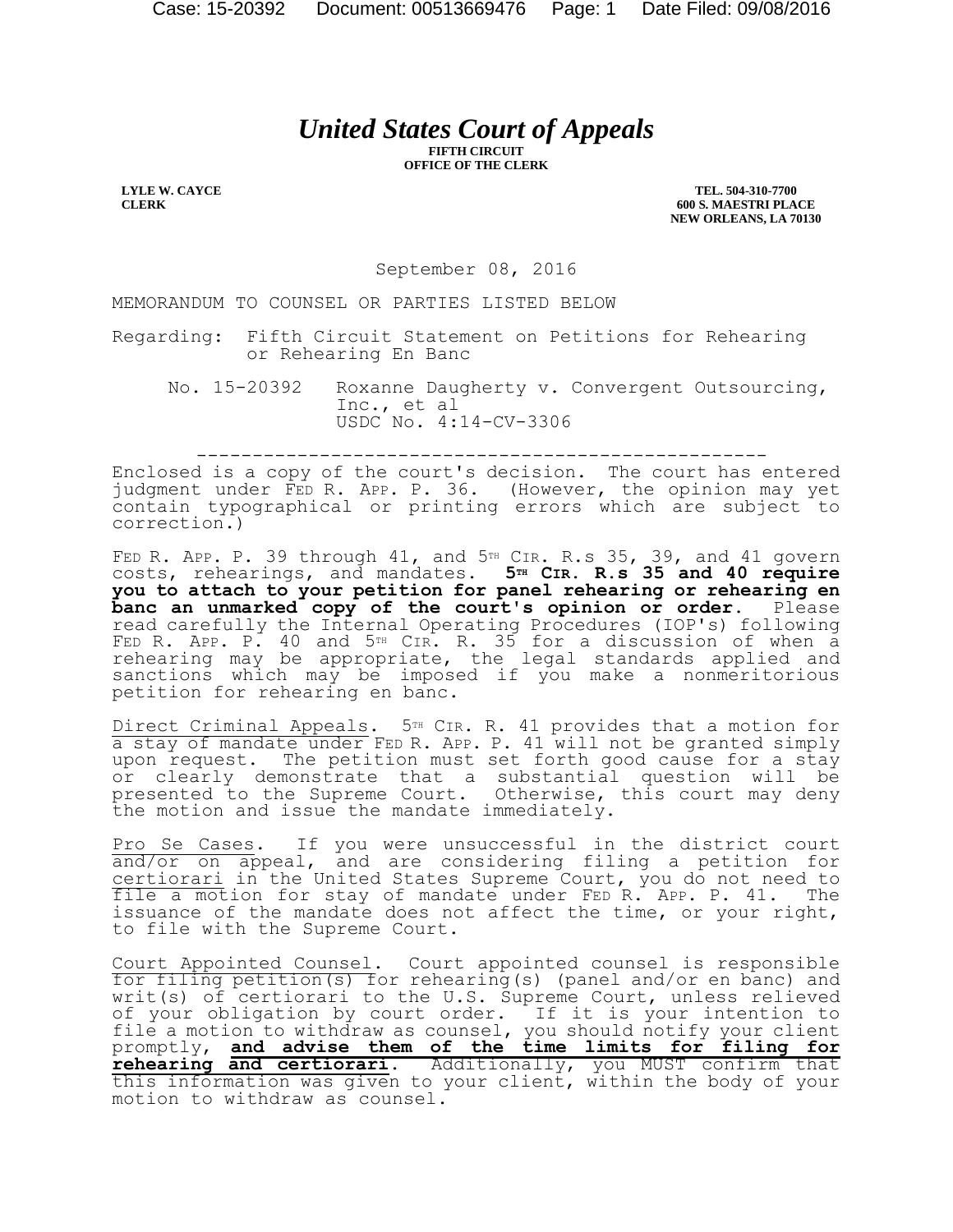# *United States Court of Appeals*

**FIFTH CIRCUIT**
**OFFICE OF THE CLERK**

**LYLE W. CAYCE**
**CLERK**

**TEL. 504-310-7700**
**600 S. MAESTRI PLACE**
**NEW ORLEANS, LA 70130**

September 08, 2016

MEMORANDUM TO COUNSEL OR PARTIES LISTED BELOW

Regarding: Fifth Circuit Statement on Petitions for Rehearing or Rehearing En Banc

No. 15-20392 Roxanne Daugherty v. Convergent Outsourcing, Inc., et al
USDC No. 4:14-CV-3306

---

Enclosed is a copy of the court's decision. The court has entered judgment under FED R. APP. P. 36. (However, the opinion may yet contain typographical or printing errors which are subject to correction.)

FED R. APP. P. 39 through 41, and 5TH CIR. R.s 35, 39, and 41 govern costs, rehearings, and mandates. **5TH CIR. R.s 35 and 40 require you to attach to your petition for panel rehearing or rehearing en banc an unmarked copy of the court's opinion or order.** Please read carefully the Internal Operating Procedures (IOP's) following FED R. APP. P. 40 and 5TH CIR. R. 35 for a discussion of when a rehearing may be appropriate, the legal standards applied and sanctions which may be imposed if you make a nonmeritorious petition for rehearing en banc.

Direct Criminal Appeals. 5TH CIR. R. 41 provides that a motion for a stay of mandate under FED R. APP. P. 41 will not be granted simply upon request. The petition must set forth good cause for a stay or clearly demonstrate that a substantial question will be presented to the Supreme Court. Otherwise, this court may deny the motion and issue the mandate immediately.

Pro Se Cases. If you were unsuccessful in the district court and/or on appeal, and are considering filing a petition for certiorari in the United States Supreme Court, you do not need to file a motion for stay of mandate under FED R. APP. P. 41. The issuance of the mandate does not affect the time, or your right, to file with the Supreme Court.

Court Appointed Counsel. Court appointed counsel is responsible for filing petition(s) for rehearing(s) (panel and/or en banc) and writ(s) of certiorari to the U.S. Supreme Court, unless relieved of your obligation by court order. If it is your intention to file a motion to withdraw as counsel, you should notify your client promptly, **and advise them of the time limits for filing for rehearing and certiorari**. Additionally, you MUST confirm that this information was given to your client, within the body of your motion to withdraw as counsel.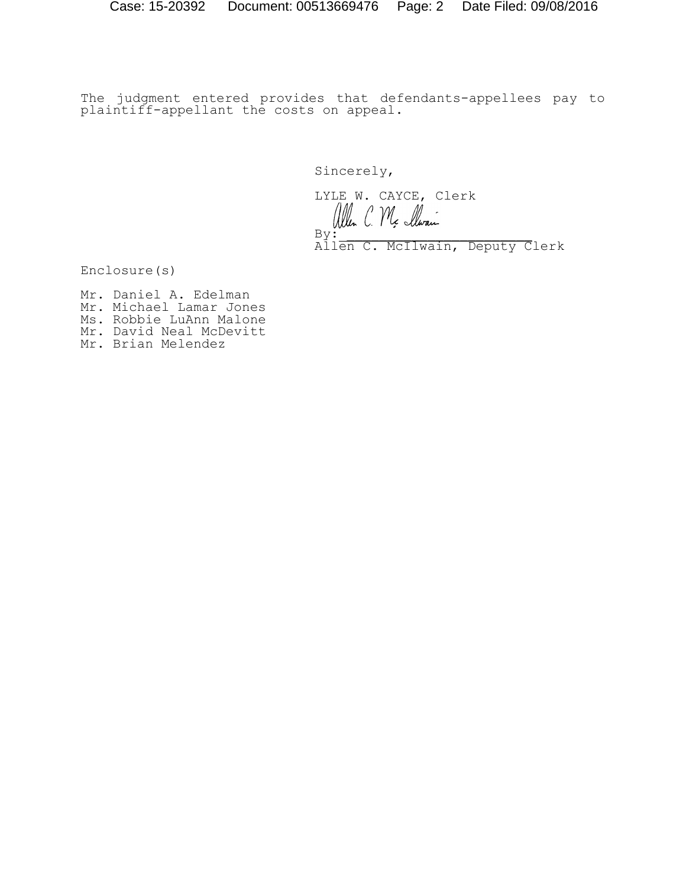The judgment entered provides that defendants-appellees pay to plaintiff-appellant the costs on appeal.

Sincerely,

LYLE W. CAYCE, Clerk

By: Allen C. McIlwain

Allen C. McIlwain, Deputy Clerk

Enclosure(s)

Mr. Daniel A. Edelman
Mr. Michael Lamar Jones
Ms. Robbie LuAnn Malone
Mr. David Neal McDevitt
Mr. Brian Melendez